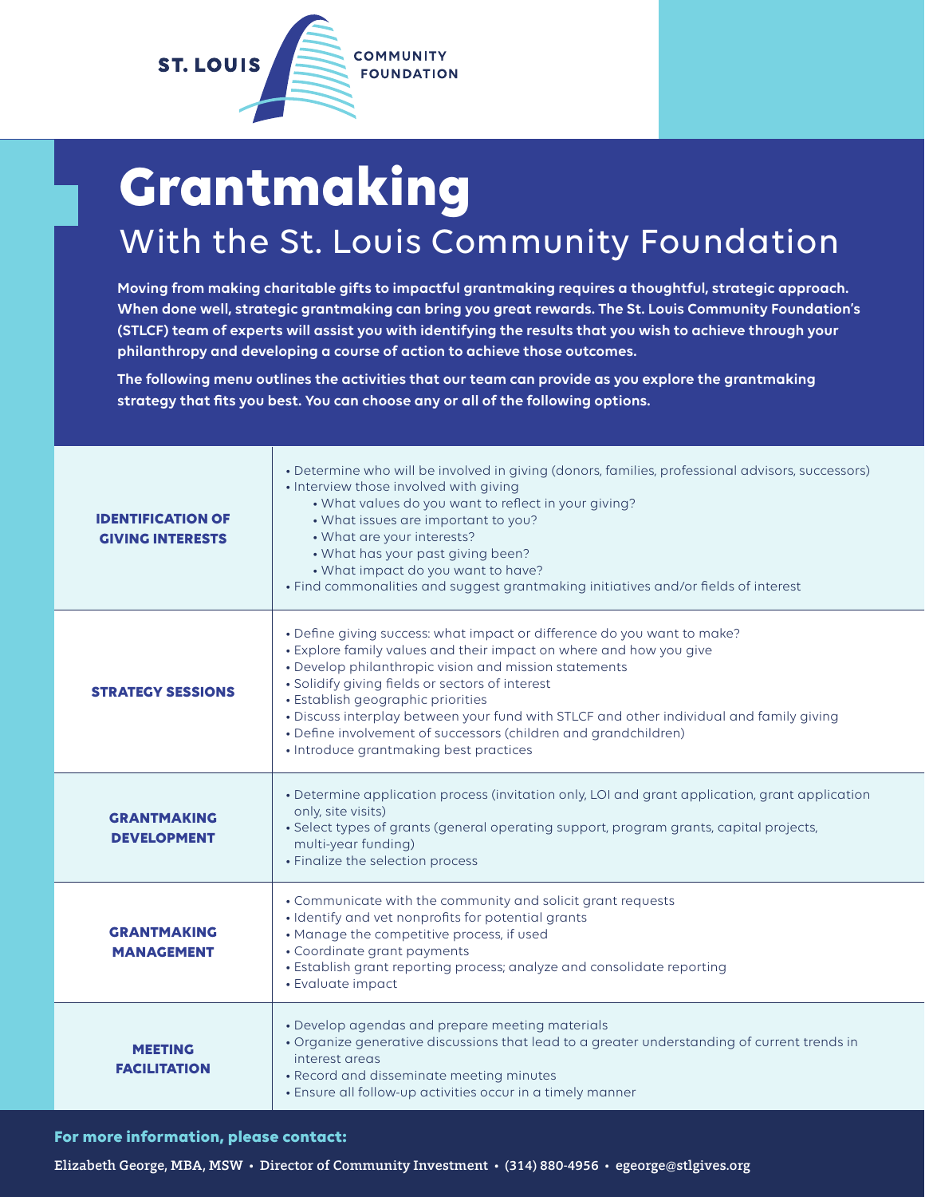ST. LOUIS COMMUNITY FOUNDATION

# Grantmaking

## With the St. Louis Community Foundation

**Moving from making charitable gifts to impactful grantmaking requires a thoughtful, strategic approach. When done well, strategic grantmaking can bring you great rewards. The St. Louis Community Foundation's (STLCF) team of experts will assist you with identifying the results that you wish to achieve through your philanthropy and developing a course of action to achieve those outcomes.**

**The following menu outlines the activities that our team can provide as you explore the grantmaking strategy that fits you best. You can choose any or all of the following options.**

| | |
|---|---|
| **IDENTIFICATION OF GIVING INTERESTS** | • Determine who will be involved in giving (donors, families, professional advisors, successors)<br>• Interview those involved with giving<br>  • What values do you want to reflect in your giving?<br>  • What issues are important to you?<br>  • What are your interests?<br>  • What has your past giving been?<br>  • What impact do you want to have?<br>• Find commonalities and suggest grantmaking initiatives and/or fields of interest |
| **STRATEGY SESSIONS** | • Define giving success: what impact or difference do you want to make?<br>• Explore family values and their impact on where and how you give<br>• Develop philanthropic vision and mission statements<br>• Solidify giving fields or sectors of interest<br>• Establish geographic priorities<br>• Discuss interplay between your fund with STLCF and other individual and family giving<br>• Define involvement of successors (children and grandchildren)<br>• Introduce grantmaking best practices |
| **GRANTMAKING DEVELOPMENT** | • Determine application process (invitation only, LOI and grant application, grant application only, site visits)<br>• Select types of grants (general operating support, program grants, capital projects, multi-year funding)<br>• Finalize the selection process |
| **GRANTMAKING MANAGEMENT** | • Communicate with the community and solicit grant requests<br>• Identify and vet nonprofits for potential grants<br>• Manage the competitive process, if used<br>• Coordinate grant payments<br>• Establish grant reporting process; analyze and consolidate reporting<br>• Evaluate impact |
| **MEETING FACILITATION** | • Develop agendas and prepare meeting materials<br>• Organize generative discussions that lead to a greater understanding of current trends in interest areas<br>• Record and disseminate meeting minutes<br>• Ensure all follow-up activities occur in a timely manner |

**For more information, please contact:**

Elizabeth George, MBA, MSW • Director of Community Investment • (314) 880-4956 • egeorge@stlgives.org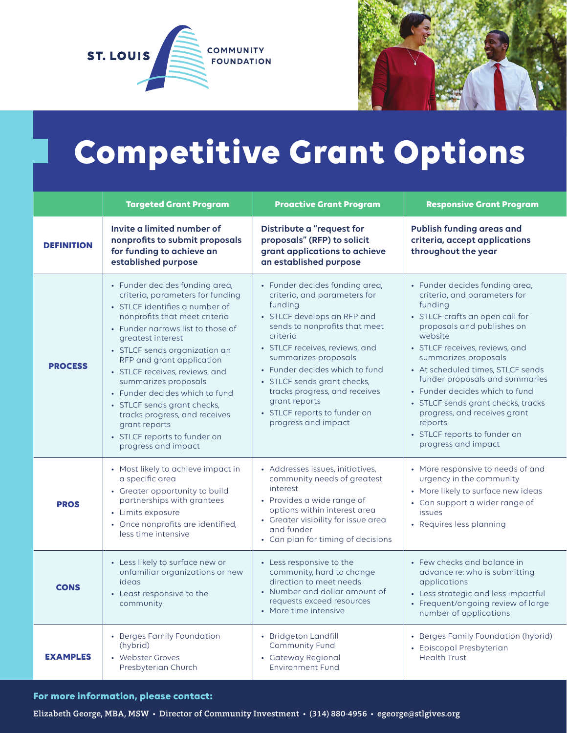ST. LOUIS COMMUNITY FOUNDATION

# Competitive Grant Options

| | Targeted Grant Program | Proactive Grant Program | Responsive Grant Program |
|---|---|---|---|
| **DEFINITION** | **Invite a limited number of nonprofits to submit proposals for funding to achieve an established purpose** | **Distribute a "request for proposals" (RFP) to solicit grant applications to achieve an established purpose** | **Publish funding areas and criteria, accept applications throughout the year** |
| **PROCESS** | • Funder decides funding area, criteria, parameters for funding<br>• STLCF identifies a number of nonprofits that meet criteria<br>• Funder narrows list to those of greatest interest<br>• STLCF sends organization an RFP and grant application<br>• STLCF receives, reviews, and summarizes proposals<br>• Funder decides which to fund<br>• STLCF sends grant checks, tracks progress, and receives grant reports<br>• STLCF reports to funder on progress and impact | • Funder decides funding area, criteria, and parameters for funding<br>• STLCF develops an RFP and sends to nonprofits that meet criteria<br>• STLCF receives, reviews, and summarizes proposals<br>• Funder decides which to fund<br>• STLCF sends grant checks, tracks progress, and receives grant reports<br>• STLCF reports to funder on progress and impact | • Funder decides funding area, criteria, and parameters for funding<br>• STLCF crafts an open call for proposals and publishes on website<br>• STLCF receives, reviews, and summarizes proposals<br>• At scheduled times, STLCF sends funder proposals and summaries<br>• Funder decides which to fund<br>• STLCF sends grant checks, tracks progress, and receives grant reports<br>• STLCF reports to funder on progress and impact |
| **PROS** | • Most likely to achieve impact in a specific area<br>• Greater opportunity to build partnerships with grantees<br>• Limits exposure<br>• Once nonprofits are identified, less time intensive | • Addresses issues, initiatives, community needs of greatest interest<br>• Provides a wide range of options within interest area<br>• Greater visibility for issue area and funder<br>• Can plan for timing of decisions | • More responsive to needs of and urgency in the community<br>• More likely to surface new ideas<br>• Can support a wider range of issues<br>• Requires less planning |
| **CONS** | • Less likely to surface new or unfamiliar organizations or new ideas<br>• Least responsive to the community | • Less responsive to the community, hard to change direction to meet needs<br>• Number and dollar amount of requests exceed resources<br>• More time intensive | • Few checks and balance in advance re: who is submitting applications<br>• Less strategic and less impactful<br>• Frequent/ongoing review of large number of applications |
| **EXAMPLES** | • Berges Family Foundation (hybrid)<br>• Webster Groves Presbyterian Church | • Bridgeton Landfill Community Fund<br>• Gateway Regional Environment Fund | • Berges Family Foundation (hybrid)<br>• Episcopal Presbyterian Health Trust |

**For more information, please contact:**

Elizabeth George, MBA, MSW • Director of Community Investment • (314) 880-4956 • egeorge@stlgives.org